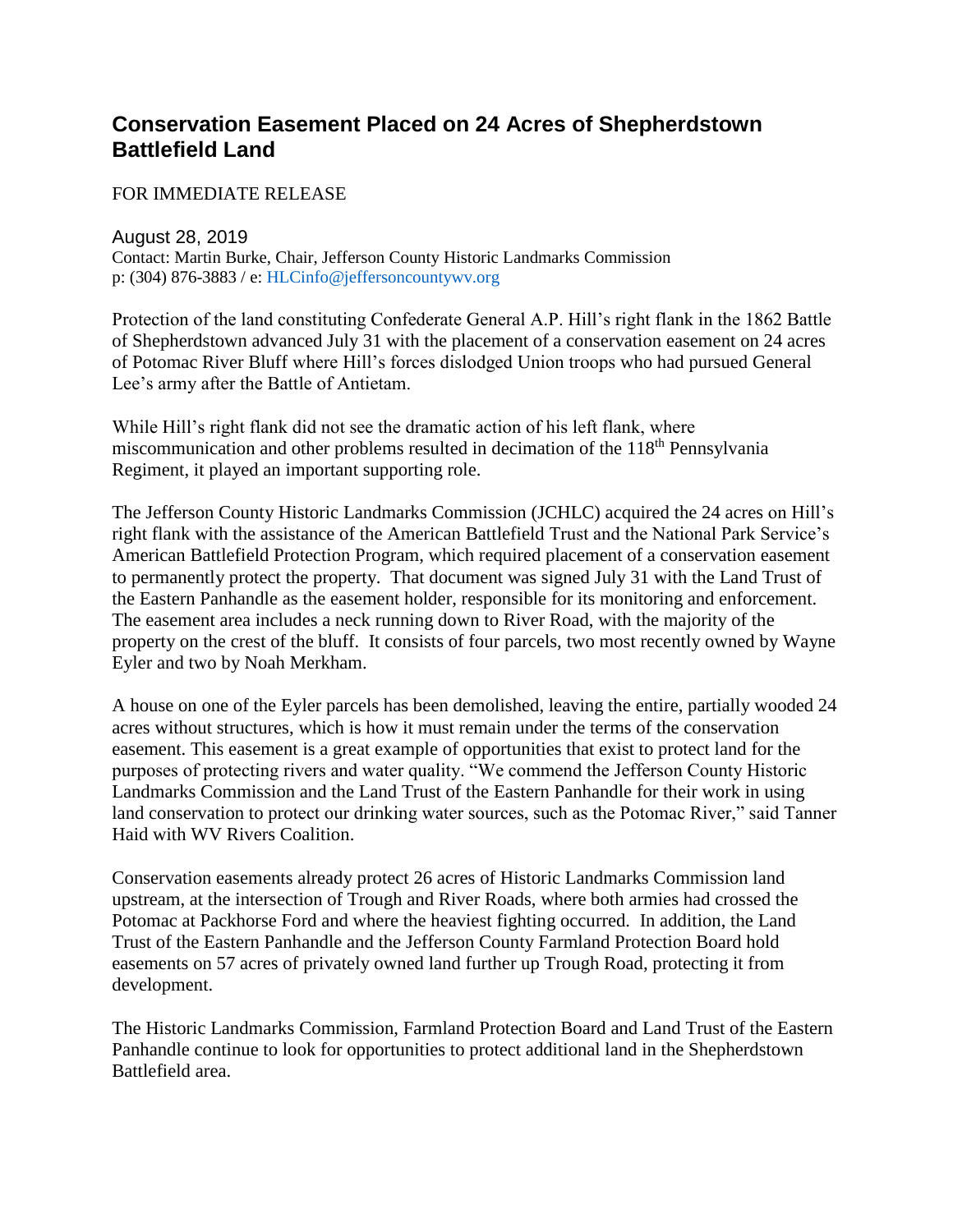# Conservation Easement Placed on 24 Acres of Shepherdstown Battlefield Land

FOR IMMEDIATE RELEASE

August 28, 2019
Contact: Martin Burke, Chair, Jefferson County Historic Landmarks Commission
p: (304) 876-3883 / e: HLCinfo@jeffersoncountywv.org

Protection of the land constituting Confederate General A.P. Hill's right flank in the 1862 Battle of Shepherdstown advanced July 31 with the placement of a conservation easement on 24 acres of Potomac River Bluff where Hill's forces dislodged Union troops who had pursued General Lee's army after the Battle of Antietam.

While Hill's right flank did not see the dramatic action of his left flank, where miscommunication and other problems resulted in decimation of the 118th Pennsylvania Regiment, it played an important supporting role.

The Jefferson County Historic Landmarks Commission (JCHLC) acquired the 24 acres on Hill's right flank with the assistance of the American Battlefield Trust and the National Park Service's American Battlefield Protection Program, which required placement of a conservation easement to permanently protect the property. That document was signed July 31 with the Land Trust of the Eastern Panhandle as the easement holder, responsible for its monitoring and enforcement. The easement area includes a neck running down to River Road, with the majority of the property on the crest of the bluff. It consists of four parcels, two most recently owned by Wayne Eyler and two by Noah Merkham.

A house on one of the Eyler parcels has been demolished, leaving the entire, partially wooded 24 acres without structures, which is how it must remain under the terms of the conservation easement. This easement is a great example of opportunities that exist to protect land for the purposes of protecting rivers and water quality. "We commend the Jefferson County Historic Landmarks Commission and the Land Trust of the Eastern Panhandle for their work in using land conservation to protect our drinking water sources, such as the Potomac River," said Tanner Haid with WV Rivers Coalition.

Conservation easements already protect 26 acres of Historic Landmarks Commission land upstream, at the intersection of Trough and River Roads, where both armies had crossed the Potomac at Packhorse Ford and where the heaviest fighting occurred. In addition, the Land Trust of the Eastern Panhandle and the Jefferson County Farmland Protection Board hold easements on 57 acres of privately owned land further up Trough Road, protecting it from development.

The Historic Landmarks Commission, Farmland Protection Board and Land Trust of the Eastern Panhandle continue to look for opportunities to protect additional land in the Shepherdstown Battlefield area.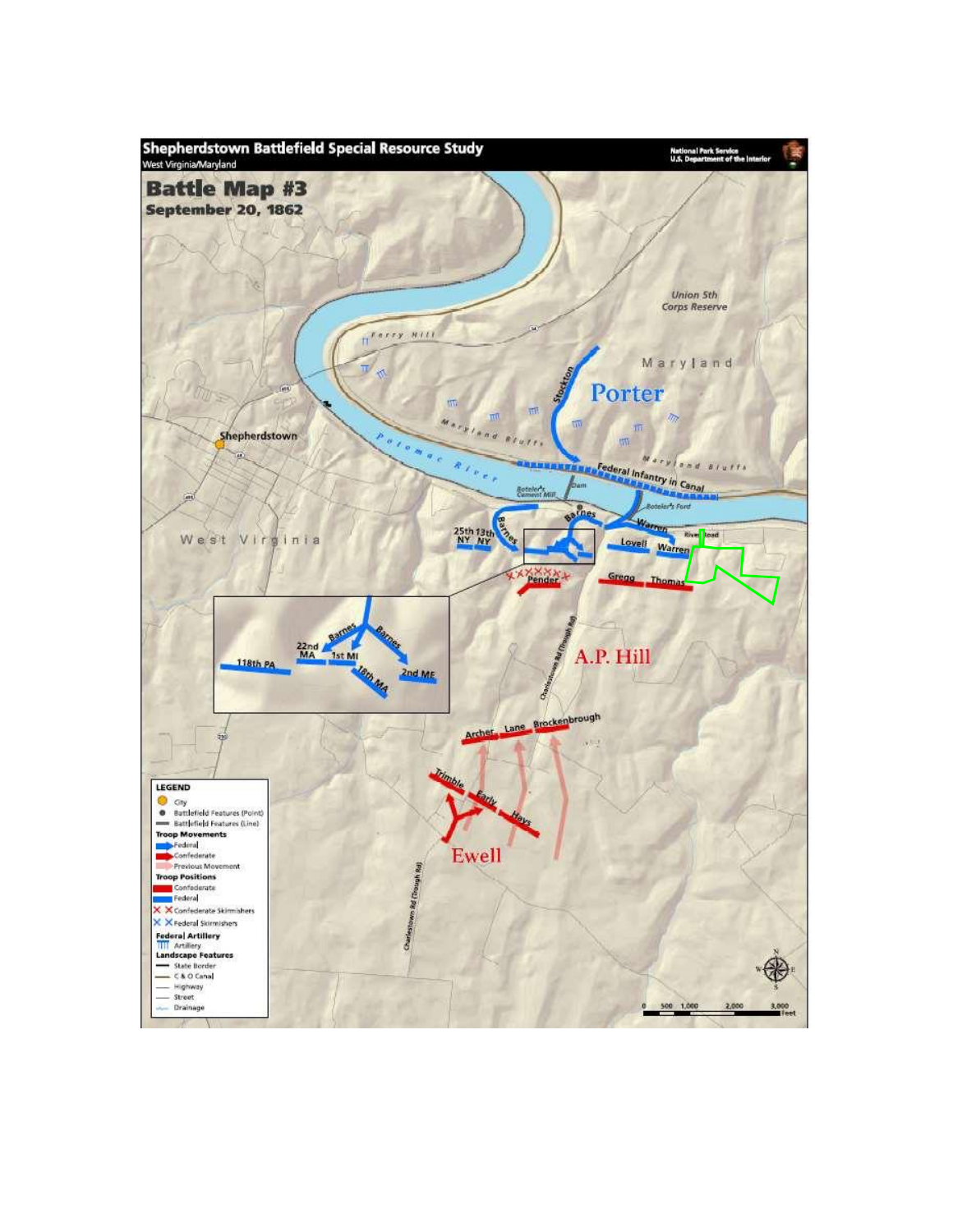Shepherdstown Battlefield Special Resource Study

West Virginia/Maryland

National Park Service
U.S. Department of the Interior

# Battle Map #3

## September 20, 1862

Union 5th Corps Reserve

Maryland

Porter

Stockton

Ferry Hill

Maryland Bluffs

Potomac River

Federal Infantry in Canal

Dam

Boteler's Cement Mill

Boteler's Ford

River Road

Shepherdstown

West Virginia

25th NY

13th NY

Barnes

Barnes

Warren

Lovell

Warren

Pender

Gregg

Thomas

Barnes

Barnes

22nd MA

1st MI

118th PA

18th MA

2nd ME

A.P. Hill

Charlestown Rd (Trough Rd)

Archer

Lane

Brockenbrough

Trimble

Early

Hays

Ewell

Charlestown Rd (Trough Rd)

**LEGEND**

- City
- Battlefield Features (Point)
- Battlefield Features (Line)

**Troop Movements**

- Federal
- Confederate
- Previous Movement

**Troop Positions**

- Confederate
- Federal
- Confederate Skirmishers
- Federal Skirmishers

**Federal Artillery**

- Artillery

**Landscape Features**

- State Border
- C & O Canal
- Highway
- Street
- Drainage

0 500 1,000 2,000 3,000 Feet